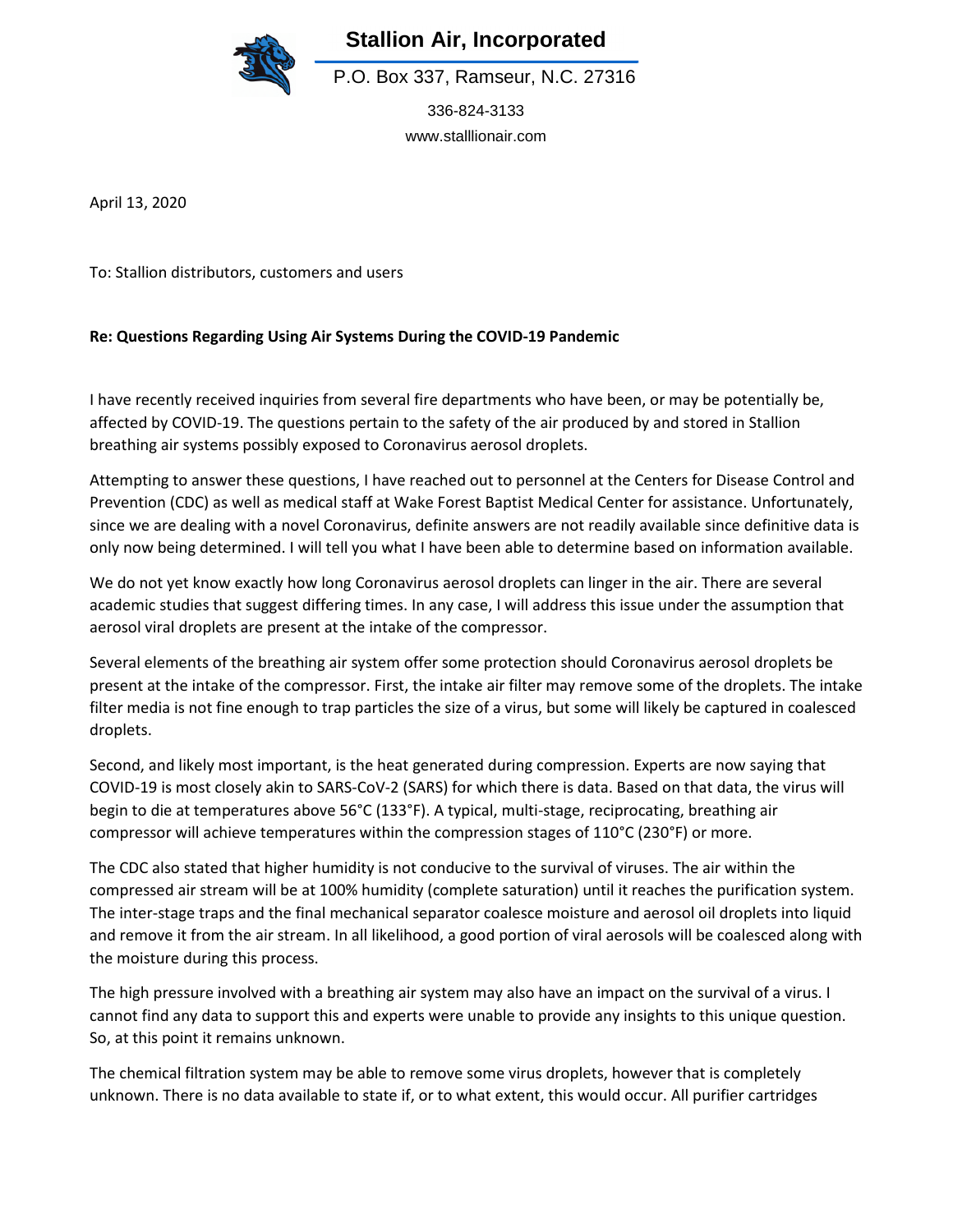# Stallion Air, Incorporated

P.O. Box 337, Ramseur, N.C. 27316

336-824-3133

www.stalllionair.com

April 13, 2020

To: Stallion distributors, customers and users

**Re: Questions Regarding Using Air Systems During the COVID-19 Pandemic**

I have recently received inquiries from several fire departments who have been, or may be potentially be, affected by COVID-19. The questions pertain to the safety of the air produced by and stored in Stallion breathing air systems possibly exposed to Coronavirus aerosol droplets.

Attempting to answer these questions, I have reached out to personnel at the Centers for Disease Control and Prevention (CDC) as well as medical staff at Wake Forest Baptist Medical Center for assistance. Unfortunately, since we are dealing with a novel Coronavirus, definite answers are not readily available since definitive data is only now being determined. I will tell you what I have been able to determine based on information available.

We do not yet know exactly how long Coronavirus aerosol droplets can linger in the air. There are several academic studies that suggest differing times. In any case, I will address this issue under the assumption that aerosol viral droplets are present at the intake of the compressor.

Several elements of the breathing air system offer some protection should Coronavirus aerosol droplets be present at the intake of the compressor. First, the intake air filter may remove some of the droplets. The intake filter media is not fine enough to trap particles the size of a virus, but some will likely be captured in coalesced droplets.

Second, and likely most important, is the heat generated during compression. Experts are now saying that COVID-19 is most closely akin to SARS-CoV-2 (SARS) for which there is data. Based on that data, the virus will begin to die at temperatures above 56°C (133°F). A typical, multi-stage, reciprocating, breathing air compressor will achieve temperatures within the compression stages of 110°C (230°F) or more.

The CDC also stated that higher humidity is not conducive to the survival of viruses. The air within the compressed air stream will be at 100% humidity (complete saturation) until it reaches the purification system. The inter-stage traps and the final mechanical separator coalesce moisture and aerosol oil droplets into liquid and remove it from the air stream. In all likelihood, a good portion of viral aerosols will be coalesced along with the moisture during this process.

The high pressure involved with a breathing air system may also have an impact on the survival of a virus. I cannot find any data to support this and experts were unable to provide any insights to this unique question. So, at this point it remains unknown.

The chemical filtration system may be able to remove some virus droplets, however that is completely unknown. There is no data available to state if, or to what extent, this would occur. All purifier cartridges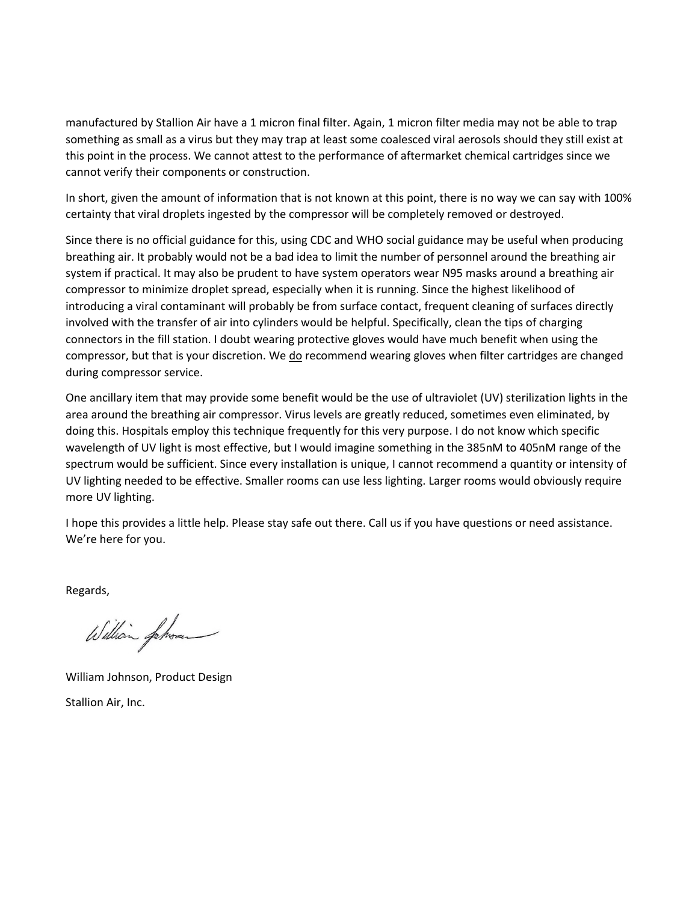manufactured by Stallion Air have a 1 micron final filter. Again, 1 micron filter media may not be able to trap something as small as a virus but they may trap at least some coalesced viral aerosols should they still exist at this point in the process. We cannot attest to the performance of aftermarket chemical cartridges since we cannot verify their components or construction.

In short, given the amount of information that is not known at this point, there is no way we can say with 100% certainty that viral droplets ingested by the compressor will be completely removed or destroyed.

Since there is no official guidance for this, using CDC and WHO social guidance may be useful when producing breathing air. It probably would not be a bad idea to limit the number of personnel around the breathing air system if practical. It may also be prudent to have system operators wear N95 masks around a breathing air compressor to minimize droplet spread, especially when it is running. Since the highest likelihood of introducing a viral contaminant will probably be from surface contact, frequent cleaning of surfaces directly involved with the transfer of air into cylinders would be helpful. Specifically, clean the tips of charging connectors in the fill station. I doubt wearing protective gloves would have much benefit when using the compressor, but that is your discretion. We <u>do</u> recommend wearing gloves when filter cartridges are changed during compressor service.

One ancillary item that may provide some benefit would be the use of ultraviolet (UV) sterilization lights in the area around the breathing air compressor. Virus levels are greatly reduced, sometimes even eliminated, by doing this. Hospitals employ this technique frequently for this very purpose. I do not know which specific wavelength of UV light is most effective, but I would imagine something in the 385nM to 405nM range of the spectrum would be sufficient. Since every installation is unique, I cannot recommend a quantity or intensity of UV lighting needed to be effective. Smaller rooms can use less lighting. Larger rooms would obviously require more UV lighting.

I hope this provides a little help. Please stay safe out there. Call us if you have questions or need assistance. We're here for you.

Regards,

William Johnson, Product Design

Stallion Air, Inc.